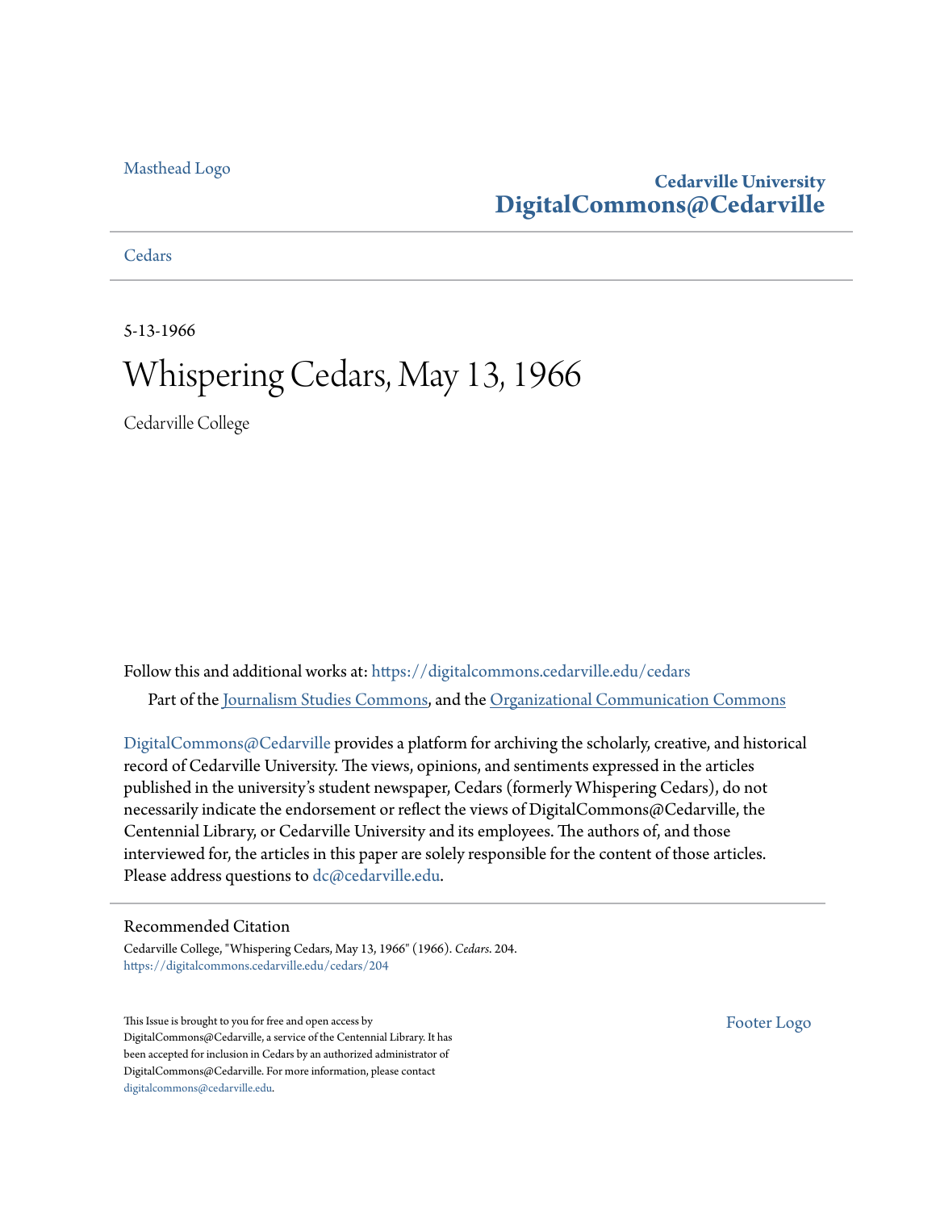Masthead Logo

**Cedarville University**
**DigitalCommons@Cedarville**

Cedars

5-13-1966

# Whispering Cedars, May 13, 1966

Cedarville College

Follow this and additional works at: https://digitalcommons.cedarville.edu/cedars

Part of the Journalism Studies Commons, and the Organizational Communication Commons

DigitalCommons@Cedarville provides a platform for archiving the scholarly, creative, and historical record of Cedarville University. The views, opinions, and sentiments expressed in the articles published in the university's student newspaper, Cedars (formerly Whispering Cedars), do not necessarily indicate the endorsement or reflect the views of DigitalCommons@Cedarville, the Centennial Library, or Cedarville University and its employees. The authors of, and those interviewed for, the articles in this paper are solely responsible for the content of those articles. Please address questions to dc@cedarville.edu.

## Recommended Citation

Cedarville College, "Whispering Cedars, May 13, 1966" (1966). *Cedars*. 204.
https://digitalcommons.cedarville.edu/cedars/204

This Issue is brought to you for free and open access by DigitalCommons@Cedarville, a service of the Centennial Library. It has been accepted for inclusion in Cedars by an authorized administrator of DigitalCommons@Cedarville. For more information, please contact digitalcommons@cedarville.edu.

Footer Logo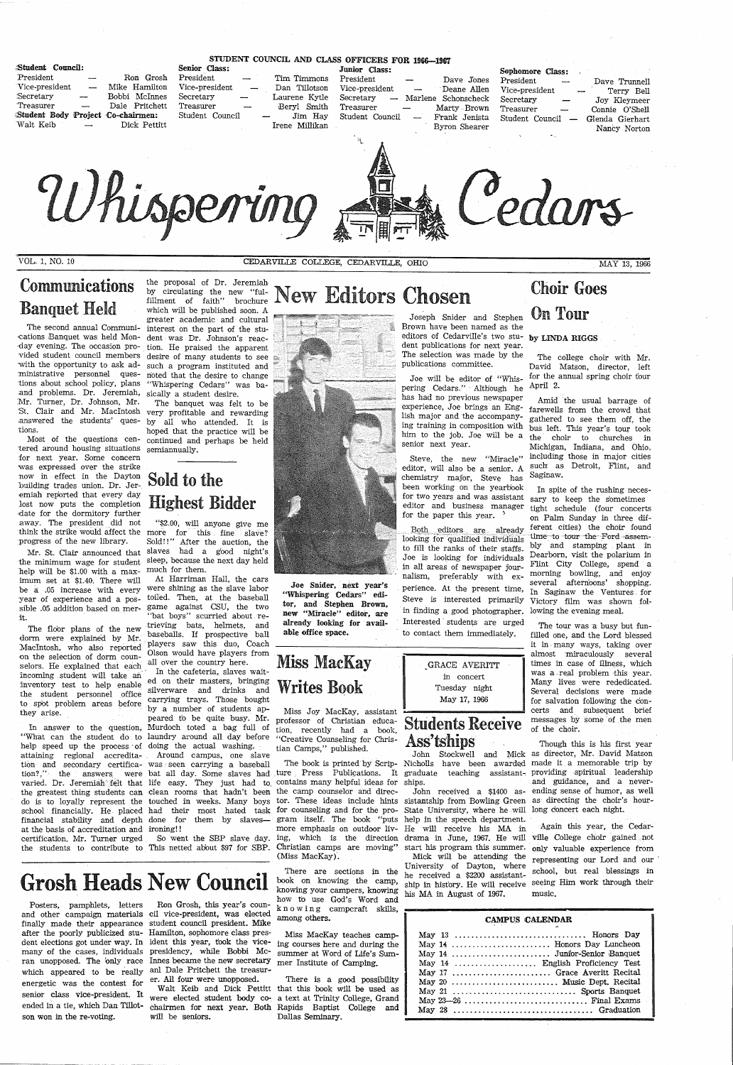## STUDENT COUNCIL AND CLASS OFFICERS FOR 1966—1967

**Student Council:**
President — Ron Grosh
Vice-president — Mike Hamilton
Secretary — Bobbi McInnes
Treasurer — Dale Pritchett
**Student Body Project Co-chairmen:**
Walt Keib — Dick Pettitt

**Senior Class:**
President — Tim Timmons
Vice-president — Dan Tillotson
Secretary — Laurene Kytle
Treasurer — Beryl Smith
Student Council — Jim Hay, Irene Millikan

**Junior Class:**
President — Dave Jones
Vice-president — Deane Allen
Secretary — Marlene Schonscheck
Treasurer — Marty Brown
Student Council — Frank Jenista, Byron Shearer

**Sophomore Class:**
President — Dave Trunnell
Vice-president — Terry Bell
Secretary — Joy Kleymeer
Treasurer — Connie O'Shell
Student Council — Glenda Gierhart, Nancy Norton

# Whispering Cedars

VOL. 1, NO. 10 — CEDARVILLE COLLEGE, CEDARVILLE, OHIO — MAY 13, 1966

## Communications Banquet Held

The second annual Communications Banquet was held Monday evening. The occasion provided student council members with the opportunity to ask administrative personnel questions about school policy, plans and problems. Dr. Jeremiah, Mr. Turner, Dr. Johnson, Mr. St. Clair and Mr. MacIntosh answered the students' questions.

Most of the questions centered around housing situations for next year. Some concern was expressed over the strike now in effect in the Dayton building trades union. Dr. Jeremiah reported that every day lost now puts the completion date for the dormitory further away. The president did not think the strike would affect the progress of the new library.

Mr. St. Clair announced that the minimum wage for student help will be $1.00 with a maximum set at $1.40. There will be a .05 increase with every year of experience and a possible .05 addition based on merit.

The floor plans of the new dorm were explained by Mr. MacIntosh, who also reported on the selection of dorm counselors. He explained that each incoming student will take an inventory test to help enable the student personnel office to spot problem areas before they arise.

In answer to the question, "What can the student do to help speed up the process of attaining regional accreditation and secondary certification?," the answers were varied. Dr. Jeremiah felt that the greatest thing students can do is to loyally represent the school financially. He placed financial stability and depth at the basis of accreditation and certification. Mr. Turner urged the students to contribute to the proposal of Dr. Jeremiah by circulating the new "fulfillment of faith" brochure which will be published soon. A greater academic and cultural interest on the part of the student was Dr. Johnson's reaction. He praised the apparent desire of many students to see such a program instituted and noted that the desire to change "Whispering Cedars" was basically a student desire.

The banquet was felt to be very profitable and rewarding by all who attended. It is hoped that the practice will be continued and perhaps be held semiannually.

## Sold to the Highest Bidder

"$2.00, will anyone give me more for this fine slave? Sold!!" After the auction, the slaves had a good night's sleep, because the next day held much for them.

At Harriman Hall, the cars were shining as the slave labor toiled. Then, at the baseball game against CSU, the two "bat boys" scurried about retrieving bats, helmets, and baseballs. If prospective ball players saw this duo, Coach Olson would have players from all over the country here.

In the cafeteria, slaves waited on their masters, bringing silverware and drinks and carrying trays. Those bought by a number of students appeared to be quite busy. Mr. Murdoch toted a bag full of laundry around all day before doing the actual washing.

Around campus, one slave was seen carrying a baseball bat all day. Some slaves had life easy. They just had to clean rooms that hadn't been touched in weeks. Many boys had their most hated task done for them by slaves—ironing!!

So went the SBP slave day. This netted about $97 for SBP.

## Grosh Heads New Council

Posters, pamphlets, letters and other campaign materials finally made their appearance after the poorly publicized student elections got under way. In many of the cases, individuals ran unopposed. The only race which appeared to be really energetic was the contest for senior class vice-president. It ended in a tie, which Dan Tillotson won in the re-voting.

Ron Grosh, this year's council vice-president, was elected student council president. Mike Hamilton, sophomore class president this year, took the vice-presidency, while Bobbi McInnes became the new secretary and Dale Pritchett the treasurer. All four were unopposed.

Walt Keib and Dick Pettitt were elected student body co-chairmen for next year. Both will be seniors.

## New Editors Chosen

**Joe Snider, next year's "Whispering Cedars" editor, and Stephen Brown, new "Miracle" editor, are already looking for available office space.**

Joseph Snider and Stephen Brown have been named as the editors of Cedarville's two student publications for next year. The selection was made by the publications committee.

Joe will be editor of "Whispering Cedars." Although he has had no previous newspaper experience, Joe brings an English major and the accompanying training in composition with him to the job. Joe will be a senior next year.

Steve, the new "Miracle" editor, will also be a senior. A chemistry major, Steve has been working on the yearbook for two years and was assistant editor and business manager for the paper this year.

Both editors are already looking for qualified individuals to fill the ranks of their staffs. Joe is looking for individuals in all areas of newspaper journalism, preferably with experience. At the present time, Steve is interested primarily in finding a good photographer. Interested students are urged to contact them immediately.

## Miss MacKay Writes Book

Miss Joy MacKay, assistant professor of Christian education, recently had a book, "Creative Counseling for Christian Camps," published.

The book is printed by Scripture Press Publications. It contains many helpful ideas for the camp counselor and director. These ideas include hints for counseling and for the program itself. The book "puts more emphasis on outdoor living, which is the direction Christian camps are moving" (Miss MacKay).

There are sections in the book on knowing the camp, knowing your campers, knowing how to use God's Word and knowing campcraft skills, among others.

Miss MacKay teaches camping courses here and during the summer at Word of Life's Summer Institute of Camping.

There is a good possibility that this book will be used as a text at Trinity College, Grand Rapids Baptist College and Dallas Seminary.

GRACE AVERITT
in concert
Tuesday night
May 17, 1966

## Students Receive Ass'tships

John Stockwell and Mick Nicholls have been awarded graduate teaching assistantships.

John received a $1400 assistantship from Bowling Green State University, where he will help in the speech department. He will receive his MA in drama in June, 1967. He will start his program this summer.

Mick will be attending the University of Dayton, where he received a $2200 assistantship in history. He will receive his MA in August of 1967.

## Choir Goes On Tour

**by LINDA RIGGS**

The college choir with Mr. David Matson, director, left for the annual spring choir tour April 2.

Amid the usual barrage of farewells from the crowd that gathered to see them off, the bus left. This year's tour took the choir to churches in Michigan, Indiana, and Ohio, including those in major cities such as Detroit, Flint, and Saginaw.

In spite of the rushing necessary to keep the sometimes tight schedule (four concerts on Palm Sunday in three different cities) the choir found time to tour the Ford assembly and stamping plant in Dearborn, visit the polarium in Flint City College, spend a morning bowling, and enjoy several afternoons' shopping. In Saginaw the Ventures for Victory film was shown following the evening meal.

The tour was a busy but fun-filled one, and the Lord blessed it in many ways, taking over almost miraculously several times in case of illness, which was a real problem this year. Many lives were rededicated. Several decisions were made for salvation following the concerts and subsequent brief messages by some of the men of the choir.

Though this is his first year as director, Mr. David Matson made it a memorable trip by providing spiritual leadership and guidance, and a never-ending sense of humor, as well as directing the choir's hour-long concert each night.

Again this year, the Cedarville College choir gained not only valuable experience from representing our Lord and our school, but real blessings in seeing Him work through their music.

## CAMPUS CALENDAR

| | |
|---|---|
| May 13 | Honors Day |
| May 14 | Honors Day Luncheon |
| May 14 | Junior-Senior Banquet |
| May 14 | English Proficiency Test |
| May 17 | Grace Averitt Recital |
| May 20 | Music Dept. Recital |
| May 21 | Sports Banquet |
| May 23—26 | Final Exams |
| May 28 | Graduation |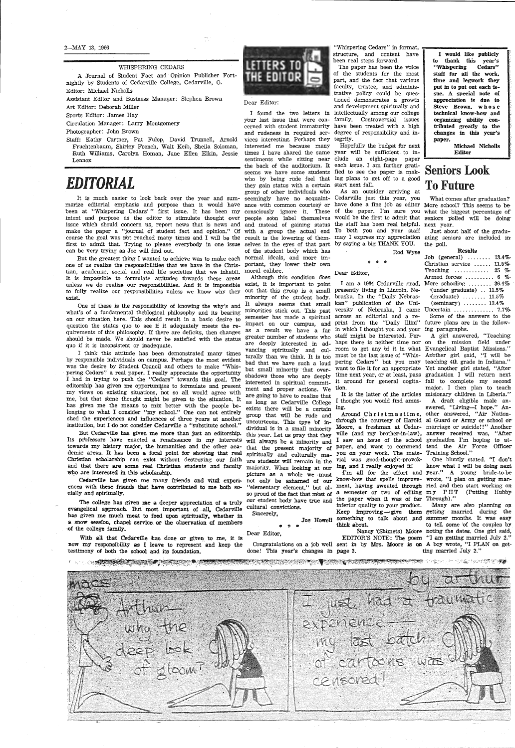WHISPERING CEDARS

A Journal of Student Fact and Opinion Publisher Fortnightly by Students of Cedarville College, Cedarville, O.

Editor: Michael Nicholls

Assistant Editor and Business Manager: Stephen Brown

Art Editor: Deborah Miller

Sports Editor: James Hay

Circulation Manager: Larry Montgomery

Photographer: John Brown

Staff: Kathy Cartner, Pat Fulop, David Trunnell, Arnold Fruchtenbaum, Shirley French, Walt Keib, Sheila Soloman, Ruth Williams, Carolyn Homan, June Ellen Elkin, Jessie Lennox

# EDITORIAL

It is much easier to look back over the year and summarize editorial emphasis and purpose than it would have been at "Whispering Cedars" first issue. It has been my intent and purpose as the editor to stimulate thought over issue which should concern us, report news that is news and make the paper a "journal of student fact and opinion." Of course the goal was not reached many times and I will be the first to admit that. Trying to please everybody in one issue can be very trying as Joe will find out.

But the greatest thing I wanted to achieve was to make each one of us realize the responsibilities that we have in the Christian, academic, social and real life societies that we inhabit. It is impossible to formulate attitudes towards these areas unless we do realize our responsibilities. And it is impossible to fully realize our responsibilities unless we know why they exist.

One of these is the responsibility of knowing the why's and what's of a fundamental theological philosophy and its bearing on our situation here. This should result in a basic desire to question the status quo to see if it adequately meets the requirements of this philosophy. If there are deficits, then changes should be made. We should never be satisfied with the status quo if it is inconsistent or inadequate.

I think this attitude has been demonstrated many times by responsible individuals on campus. Perhaps the most evident was the desire by Student Council and others to make "Whispering Cedars" a real paper. I really appreciate the opportunity I had in trying to push the "Cedars" towards this goal. The editorship has given me opportunities to formulate and present my views on existing situations, not so all would agree with me, but that some thought might be given to the situation. It has given me the means to mix better with the people belonging to what I consider "my school." One can not entirely shed the experiences and influences of three years at another institution, but I do not consider Cedarville a "substitute school."

But Cedarville has given me more than just an editorship. Its professors have enacted a renaissance in my interests towards my history major, the humanities and the other academic areas. It has been a focal point for showing that real Christian scholarship can exist without destroying our faith and that there are some real Christian students and faculty who are interested in this scholarship.

Cedarville has given me many friends and vital experiences with these friends that have contributed to me both socially and spiritually.

The college has given me a deeper appreciation of a truly evangelical approach. But most important of all, Cedarville has given me much meat to feed upon spiritually, whether in a snow session, chapel service or the observation of members of the college family.

With all that Cedarville has done or given to me, it is now my responsibility as I leave to represent and keep the testimony of both the school and its foundation.

# LETTERS TO THE EDITOR

Dear Editor:

I found the two letters in your last issue that were concerned with student immaturity and rudeness in required services interesting. Perhaps they interested me because many times I have shared the same sentiments while sitting near the back of the auditorium. It seems we have some students who by being rude feel that they gain status with a certain group of other individuals who seemingly have no acquaintance with common courtesy or consciously ignore it. These people soon label themselves and instead of gaining status with a group the actual end result is the lowering of themselves in the eyes of that part of the student body which has normal ideals, and more important, they lower their own moral calibre.

Although this condition does exist, it is important to point out that this group is a small minority of the student body. It always seems that small minorities stick out. This past semester has made a spiritual impact on our campus, and as a result we have a far greater number of students who are deeply interested in advancing spiritually and culturally than we think. It is too bad that we have such a loud but small minority that overshadows those who are deeply interested in spiritual commitment and proper actions. We are going to have to realize that as long as Cedarville College exists there will be a certain group that will be rude and uncourteous. This type of individual is in a small minority this year. Let us pray that they will always be a minority and that the present majority of spiritually and culturally mature students will remain in the majority. When looking at our picture as a whole we must not only be ashamed of our "elementary element," but also so proud of the fact that most of our student body have true and cultural convictions.

Sincerely,

Joe Howell

\* \* \*

Dear Editor,

Congratulations on a job well done! This year's changes in "Whispering Cedars" in format, structure, and content have been real steps forward.

The paper has been the voice of the students for the most part, and the fact that various faculty, trustee, and administrative policy could be questioned demonstrates a growth and development spiritually and intellectually among our college family. Controversial issues have been treated with a high degree of responsibility and integrity.

Hopefully the budget for next year will be sufficient to include an eight-page paper each issue. I am further gratified to see the paper is making plans to get off to a good start next fall.

As an outsider arriving at Cedarville just this year, you have done a fine job as editor of the paper. I'm sure you would be the first to admit that the staff has been real helpful. To both you and your staff may I express my appreciation by saying a big THANK YOU.

Rod Wyse

\* \* \*

Dear Editor,

I am a 1964 Cedarville grad, presently living in Lincoln, Nebraska. In the "Daily Nebraskan" publication of the University of Nebraska, I came across an editorial and a reprint from the "Daily Illini" in which I thought you and your staff might be interested. Perhaps there is neither time nor room to get any of it in what must be the last issue of "Whispering Cedars" but you may want to file it for an appropriate time next year, or at least, pass it around for general cogitation.

It is the latter of the articles I thought you would find amusing.

Around Christmastime, through the courtesy of Harold Moore, a freshman at Cedarville and (my brother-in-law), I saw an issue of the school paper, and want to commend you on your work. The material was good-thought-provoking, and I really enjoyed it!

I'm all for the effort and know-how that spells improvement, having sweated through a semester or two of editing the paper when it was of far inferior quality to your product. Keep improving—give them something to talk about and think about.

Nancy (Shimets) Moore

EDITOR'S NOTE: The poem sent in by Mrs. Moore is on page 3.

**I would like publicly to thank this year's "Whispering Cedars" staff for all the work, time and legwork they put in to put out each issue. A special note of appreciation is due to Steve Brown, whose technical know-how and organizing ability contributed greatly to the changes in this year's paper.**

**Michael Nicholls**
**Editor**

# Seniors Look To Future

What comes after graduation? More school? This seems to be what the biggest percentage of seniors polled will be doing next year.

Just about half of the graduating seniors are included in the poll.

**Results**

| | |
|---|---|
| Job (general) | 13.4% |
| Christian service | 11.5% |
| Teaching | 25 % |
| Armed forces | 6 % |
| More schooling | 36.4% |
| (under graduate) | 11.5% |
| (graduate) | 11.5% |
| (seminary) | 13.4% |
| Uncertain | 7.7% |

Some of the answers to the future plans are in the following paragraphs.

A girl answered, "Teaching on the mission field under Evangelical Baptist Missions." Another girl said, "I will be teaching 4th grade in Indiana." Yet another girl stated, "After graduation I will return next fall to complete my second major. I then plan to teach missionary children in Liberia."

A draft eligible male answered, "Living—I hope." Another answered, "Air National Guard or Army or school or marriage or suicide!!" Another answer received was, "After graduation I'm hoping to attend the Air Force Officer Training School."

One bluntly stated, "I don't know what I will be doing next year." A young bride-to-be wrote, "I plan on getting married and then start working on my PHT (Putting Hubby Through)."

Many are also planning on getting married during the summer months. It was easy to tell some of the couples by noting the dates. One girl said, "I am getting married July 2." A boy wrote, "I PLAN on getting married July 2."

macs — by arthur

Arthur— why the deep look of gloom?

I just had a traumatic experience— my last batch of cartoons was censored!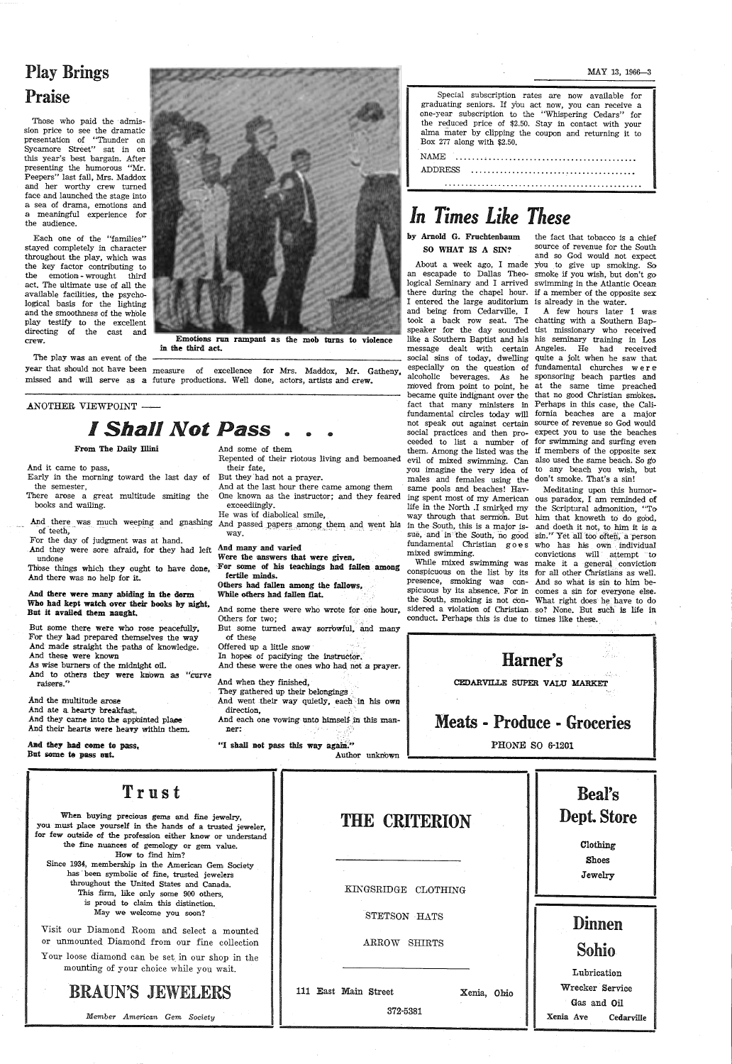# Play Brings Praise

Those who paid the admission price to see the dramatic presentation of "Thunder on Sycamore Street" sat in on this year's best bargain. After presenting the humorous "Mr. Peepers" last fall, Mrs. Maddox and her worthy crew turned face and launched the stage into a sea of drama, emotions and a meaningful experience for the audience.

Each one of the "families" stayed completely in character throughout the play, which was the key factor contributing to the emotion-wrought third act. The ultimate use of all the available facilities, the psychological basis for the lighting and the smoothness of the whole play testify to the excellent directing of the cast and crew.

**Emotions run rampant as the mob turns to violence in the third act.**

The play was an event of the year that should not have been missed and will serve as a measure of excellence for Mrs. Maddox, Mr. Gatheny, future productions. Well done, actors, artists and crew.

ANOTHER VIEWPOINT —

## *I Shall Not Pass . . .*

**From The Daily Illini**

And it came to pass,
Early in the morning toward the last day of the semester,
There arose a great multitude smiting the books and wailing.

And there was much weeping and gnashing of teeth,
For the day of judgment was at hand.
And they were sore afraid, for they had left undone
Those things which they ought to have done,
And there was no help for it.

**And there were many abiding in the dorm**
**Who had kept watch over their books by night,**
**But it availed them naught.**

But some there were who rose peacefully,
For they had prepared themselves the way
And made straight the paths of knowledge.
And these were known
As wise burners of the midnight oil.
And to others they were known as "curve raisers."

And the multitude arose
And ate a hearty breakfast.
And they came into the appointed place
And their hearts were heavy within them.

**And they had come to pass,**
**But some to pass out.**

And some of them
Repented of their riotous living and bemoaned their fate,
But they had not a prayer.
And at the last hour there came among them
One known as the instructor; and they feared exceedingly.
He was of diabolical smile,
And passed papers among them and went his way.

**And many and varied**
**Were the answers that were given,**
**For some of his teachings had fallen among fertile minds.**
**Others had fallen among the fallows,**
**While others had fallen flat.**

And some there were who wrote for one hour,
Others for two;
But some turned away sorrowful, and many of these
Offered up a little snow
In hopes of pacifying the instructor.
And these were the ones who had not a prayer.

And when they finished,
They gathered up their belongings
And went their way quietly, each in his own direction,
And each one vowing unto himself in this manner:

**"I shall not pass this way again."**

Author unknown

---

Special subscription rates are now available for graduating seniors. If you act now, you can receive a one-year subscription to the "Whispering Cedars" for the reduced price of $2.50. Stay in contact with your alma mater by clipping the coupon and returning it to Box 277 along with $2.50.

NAME ..........................................

ADDRESS ......................................

..................................................

---

# *In Times Like These*

**by Arnold G. Fruchtenbaum**

**SO WHAT IS A SIN?**

About a week ago, I made an escapade to Dallas Theological Seminary and I arrived there during the chapel hour. I entered the large auditorium and being from Cedarville, I took a back row seat. The speaker for the day sounded like a Southern Baptist and his message dealt with certain social sins of today, dwelling especially on the question of alcoholic beverages. As he moved from point to point, he became quite indignant over the fact that many ministers in fundamental circles today will not speak out against certain social practices and then proceeded to list a number of them. Among the listed was the evil of mixed swimming. Can you imagine the very idea of males and females using the same pools and beaches! Having spent most of my American life in the North I smirked my way through that sermon. But in the South, this is a major issue, and in the South, no good fundamental Christian goes mixed swimming.

While mixed swimming was conspicuous on the list by its presence, smoking was conspicuous by its absence. For in the South, smoking is not considered a violation of Christian conduct. Perhaps this is due to the fact that tobacco is a chief source of revenue for the South and so God would not expect you to give up smoking. So smoke if you wish, but don't go swimming in the Atlantic Ocean if a member of the opposite sex is already in the water.

A few hours later I was chatting with a Southern Baptist missionary who received his seminary training in Los Angeles. He had received quite a jolt when he saw that fundamental churches were sponsoring beach parties and at the same time preached that no good Christian smokes. Perhaps in this case, the California beaches are a major source of revenue so God would expect you to use the beaches for swimming and surfing even if members of the opposite sex also used the same beach. So go to any beach you wish, but don't smoke. That's a sin!

Meditating upon this humorous paradox, I am reminded of the Scriptural admonition, "To him that knoweth to do good, and doeth it not, to him it is a sin." Yet all too often, a person who has his own individual convictions will attempt to make it a general conviction for all other Christians as well. And so what is sin to him becomes a sin for everyone else. What right does he have to do so? None. But such is life in times like these.

---

## Harner's

CEDARVILLE SUPER VALU MARKET

## Meats - Produce - Groceries

PHONE SO 6-1201

---

## Trust

When buying precious gems and fine jewelry, you must place yourself in the hands of a trusted jeweler, for few outside of the profession either know or understand the fine nuances of gemology or gem value.
How to find him?
Since 1934, membership in the American Gem Society has been symbolic of fine, trusted jewelers throughout the United States and Canada.
This firm, like only some 900 others, is proud to claim this distinction.
May we welcome you soon?

Visit our Diamond Room and select a mounted or unmounted Diamond from our fine collection

Your loose diamond can be set in our shop in the mounting of your choice while you wait.

## BRAUN'S JEWELERS

*Member American Gem Society*

---

## THE CRITERION

KINGSRIDGE CLOTHING

STETSON HATS

ARROW SHIRTS

111 East Main Street Xenia, Ohio

372-5381

---

## Beal's Dept. Store

Clothing

Shoes

Jewelry

---

## Dinnen Sohio

Lubrication

Wrecker Service

Gas and Oil

Xenia Ave Cedarville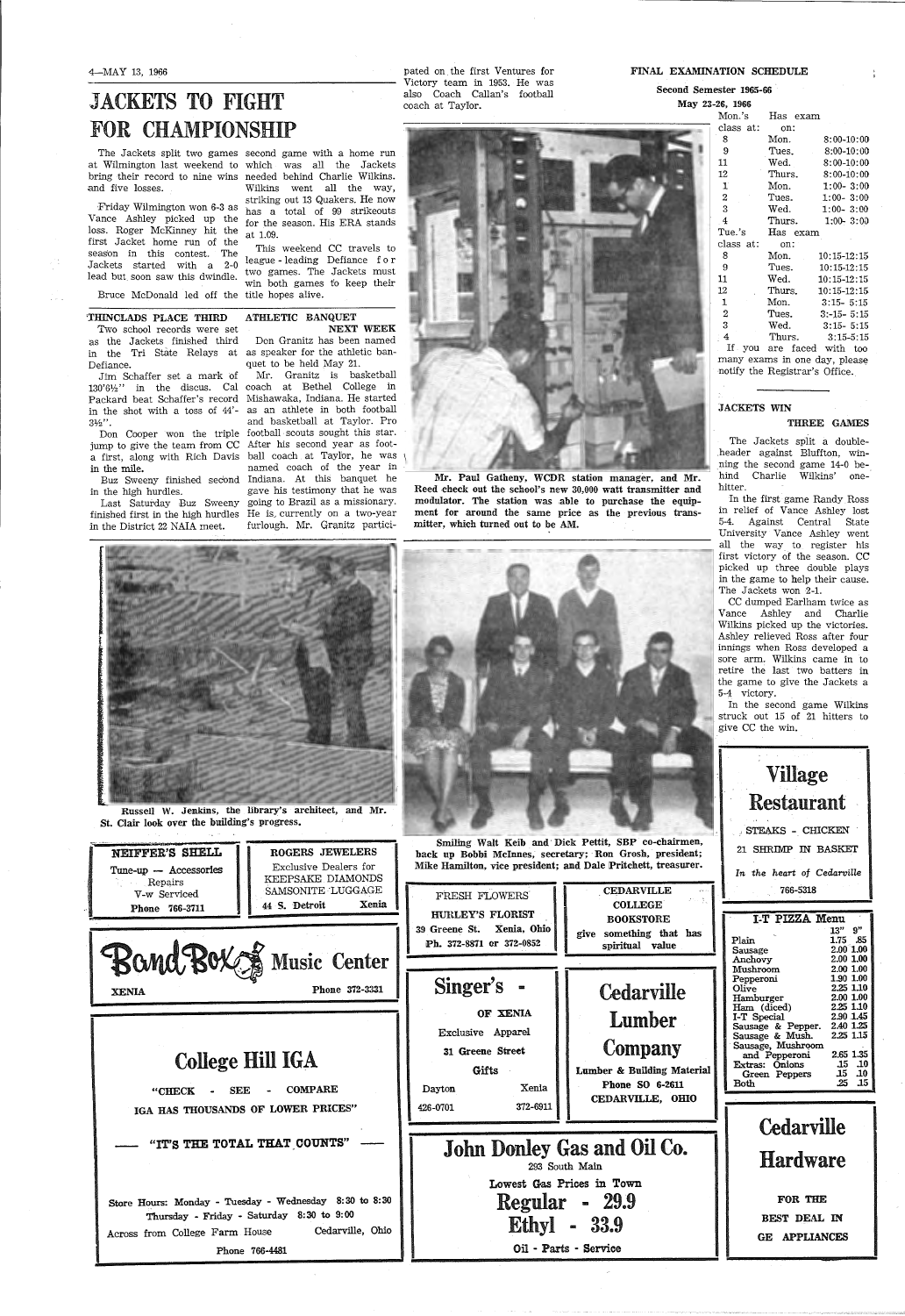# JACKETS TO FIGHT FOR CHAMPIONSHIP

The Jackets split two games at Wilmington last weekend to bring their record to nine wins and five losses.

Friday Wilmington won 6-3 as Vance Ashley picked up the loss. Roger McKinney hit the first Jacket home run of the season in this contest. The Jackets started with a 2-0 lead but soon saw this dwindle.

Bruce McDonald led off the second game with a home run which was all the Jackets needed behind Charlie Wilkins. Wilkins went all the way, striking out 13 Quakers. He now has a total of 99 strikeouts for the season. His ERA stands at 1.09.

This weekend CC travels to league - leading Defiance for two games. The Jackets must win both games to keep their title hopes alive.

## THINCLADS PLACE THIRD

Two school records were set as the Jackets finished third in the Tri State Relays at Defiance.

Jim Schaffer set a mark of 130'6½" in the discus. Cal Packard beat Schaffer's record in the shot with a toss of 44'-3½".

Don Cooper won the triple jump to give the team from CC a first, along with Rich Davis in the mile.

Buz Sweeny finished second in the high hurdles.

Last Saturday Buz Sweeny finished first in the high hurdles in the District 22 NAIA meet.

## ATHLETIC BANQUET NEXT WEEK

Don Granitz has been named as speaker for the athletic banquet to be held May 21.

Mr. Granitz is basketball coach at Bethel College in Mishawaka, Indiana. He started as an athlete in both football and basketball at Taylor. Pro football scouts sought this star. After his second year as football coach at Taylor, he was named coach of the year in Indiana. At this banquet he gave his testimony that he was going to Brazil as a missionary. He is currently on a two-year furlough. Mr. Granitz participated on the first Ventures for Victory team in 1953. He was also Coach Callan's football coach at Taylor.

Mr. Paul Gatheny, WCDR station manager, and Mr. Reed check out the school's new 30,000 watt transmitter and modulator. The station was able to purchase the equipment for around the same price as the previous transmitter, which turned out to be AM.

## FINAL EXAMINATION SCHEDULE

**Second Semester 1965-66**

**May 23-26, 1966**

| Mon.'s class at: | Has exam on: | |
|---|---|---|
| 8 | Mon. | 8:00-10:00 |
| 9 | Tues. | 8:00-10:00 |
| 11 | Wed. | 8:00-10:00 |
| 12 | Thurs. | 8:00-10:00 |
| 1 | Mon. | 1:00- 3:00 |
| 2 | Tues. | 1:00- 3:00 |
| 3 | Wed. | 1:00- 3:00 |
| 4 | Thurs. | 1:00- 3:00 |
| **Tue.'s class at:** | **Has exam on:** | |
| 8 | Mon. | 10:15-12:15 |
| 9 | Tues. | 10:15-12:15 |
| 11 | Wed. | 10:15-12:15 |
| 12 | Thurs. | 10:15-12:15 |
| 1 | Mon. | 3:15- 5:15 |
| 2 | Tues. | 3:-15- 5:15 |
| 3 | Wed. | 3:15- 5:15 |
| 4 | Thurs. | 3:15-5:15 |

If you are faced with too many exams in one day, please notify the Registrar's Office.

## JACKETS WIN THREE GAMES

The Jackets split a double-header against Bluffton, winning the second game 14-0 behind Charlie Wilkins' one-hitter.

In the first game Randy Ross in relief of Vance Ashley lost 5-4. Against Central State University Vance Ashley went all the way to register his first victory of the season. CC picked up three double plays in the game to help their cause. The Jackets won 2-1.

CC dumped Earlham twice as Vance Ashley and Charlie Wilkins picked up the victories. Ashley relieved Ross after four innings when Ross developed a sore arm. Wilkins came in to retire the last two batters in the game to give the Jackets a 5-4 victory.

In the second game Wilkins struck out 15 of 21 hitters to give CC the win.

Russell W. Jenkins, the library's architect, and Mr. St. Clair look over the building's progress.

Smiling Walt Keib and Dick Pettit, SBP co-chairmen, back up Bobbi McInnes, secretary; Ron Grosh, president; Mike Hamilton, vice president; and Dale Pritchett, treasurer.

---

**NEIFFER'S SHELL**
Tune-up — Accessories
Repairs
V-w Serviced
Phone 766-3711

**ROGERS JEWELERS**
Exclusive Dealers for
KEEPSAKE DIAMONDS
SAMSONITE LUGGAGE
44 S. Detroit Xenia

**Band Box Music Center**
XENIA Phone 372-3331

**College Hill IGA**
"CHECK - SEE - COMPARE
IGA HAS THOUSANDS OF LOWER PRICES"
— "IT'S THE TOTAL THAT COUNTS" —
Store Hours: Monday - Tuesday - Wednesday 8:30 to 8:30
Thursday - Friday - Saturday 8:30 to 9:00
Across from College Farm House Cedarville, Ohio
Phone 766-4481

FRESH FLOWERS
**HURLEY'S FLORIST**
39 Greene St. Xenia, Ohio
Ph. 372-8871 or 372-0852

**CEDARVILLE COLLEGE BOOKSTORE**
give something that has spiritual value

**Singer's - OF XENIA**
Exclusive Apparel
31 Greene Street
Gifts
Dayton 426-0701 Xenia 372-6911

**Cedarville Lumber Company**
Lumber & Building Material
Phone SO 6-2611
CEDARVILLE, OHIO

**John Donley Gas and Oil Co.**
293 South Main
Lowest Gas Prices in Town
**Regular - 29.9**
**Ethyl - 33.9**
Oil - Parts - Service

**Village Restaurant**
STEAKS - CHICKEN
21 SHRIMP IN BASKET
*In the heart of Cedarville*
766-5318

**I-T PIZZA Menu**

| | 13" | 9" |
|---|---|---|
| Plain | 1.75 | .85 |
| Sausage | 2.00 | 1.00 |
| Anchovy | 2.00 | 1.00 |
| Mushroom | 2.00 | 1.00 |
| Pepperoni | 1.90 | 1.00 |
| Olive | 2.25 | 1.10 |
| Hamburger | 2.00 | 1.00 |
| Ham (diced) | 2.25 | 1.10 |
| I-T Special | 2.90 | 1.45 |
| Sausage & Pepper. | 2.40 | 1.25 |
| Sausage & Mush. | 2.25 | 1.15 |
| Sausage, Mushroom and Pepperoni | 2.65 | 1.35 |
| Extras: Onions | .15 | .10 |
| Green Peppers | .15 | .10 |
| Both | .25 | .15 |

**Cedarville Hardware**
FOR THE BEST DEAL IN GE APPLIANCES